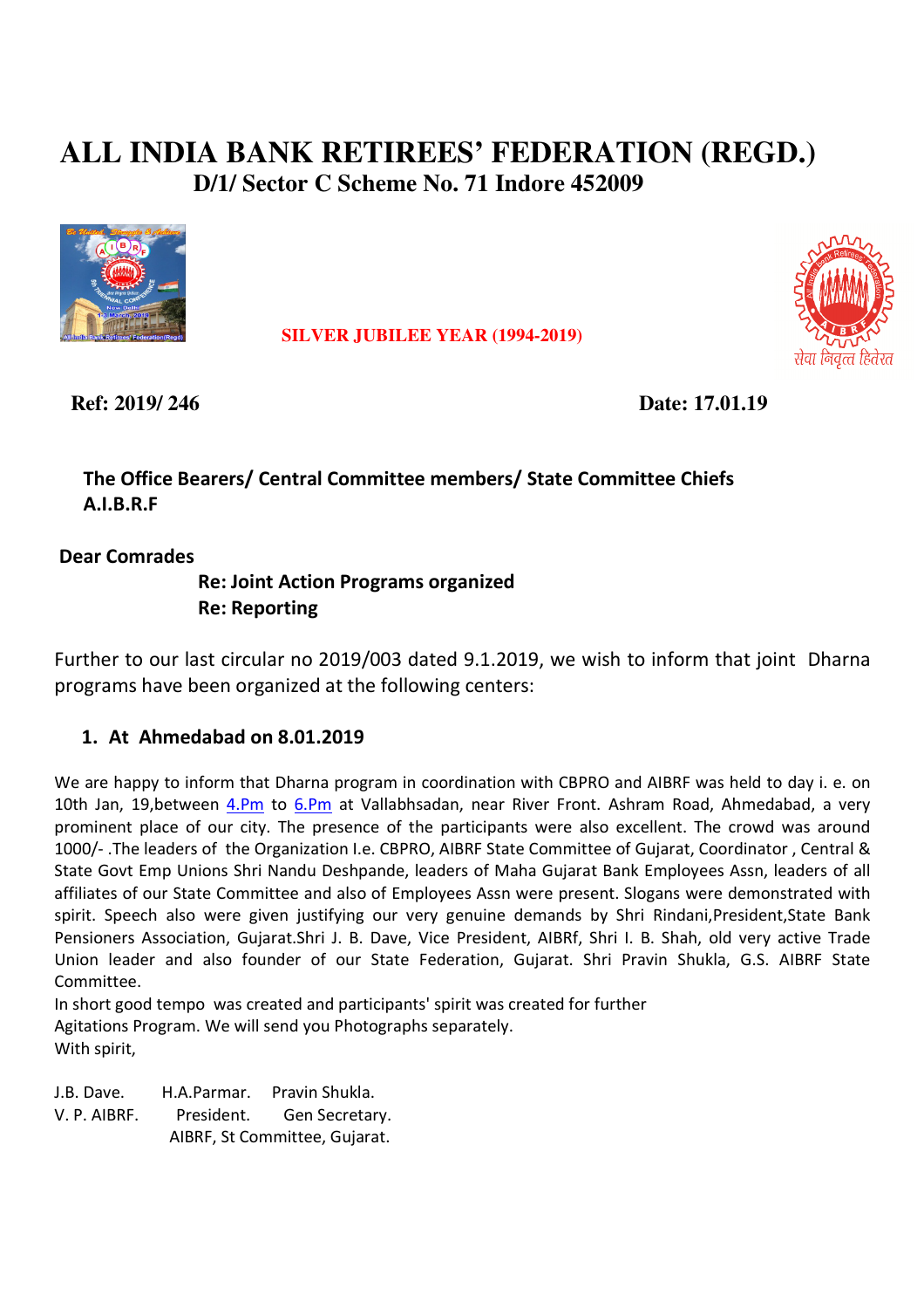# ALL INDIA BANK RETIREES' FEDERATION (REGD.)

**D/1/ Sector C Scheme No. 71 Indore 452009**

**SILVER JUBILEE YEAR (1994-2019)**

सेवा निवृत्त हितेरत

**Ref: 2019/ 246** **Date: 17.01.19**

**The Office Bearers/ Central Committee members/ State Committee Chiefs**
**A.I.B.R.F**

**Dear Comrades**

**Re: Joint Action Programs organized**
**Re: Reporting**

Further to our last circular no 2019/003 dated 9.1.2019, we wish to inform that joint Dharna programs have been organized at the following centers:

## 1. At Ahmedabad on 8.01.2019

We are happy to inform that Dharna program in coordination with CBPRO and AIBRF was held to day i. e. on 10th Jan, 19,between 4.Pm to 6.Pm at Vallabhsadan, near River Front. Ashram Road, Ahmedabad, a very prominent place of our city. The presence of the participants were also excellent. The crowd was around 1000/- .The leaders of the Organization I.e. CBPRO, AIBRF State Committee of Gujarat, Coordinator , Central & State Govt Emp Unions Shri Nandu Deshpande, leaders of Maha Gujarat Bank Employees Assn, leaders of all affiliates of our State Committee and also of Employees Assn were present. Slogans were demonstrated with spirit. Speech also were given justifying our very genuine demands by Shri Rindani,President,State Bank Pensioners Association, Gujarat.Shri J. B. Dave, Vice President, AIBRf, Shri I. B. Shah, old very active Trade Union leader and also founder of our State Federation, Gujarat. Shri Pravin Shukla, G.S. AIBRF State Committee.

In short good tempo was created and participants' spirit was created for further Agitations Program. We will send you Photographs separately.

With spirit,

J.B. Dave. H.A.Parmar. Pravin Shukla.
V. P. AIBRF. President. Gen Secretary.
AIBRF, St Committee, Gujarat.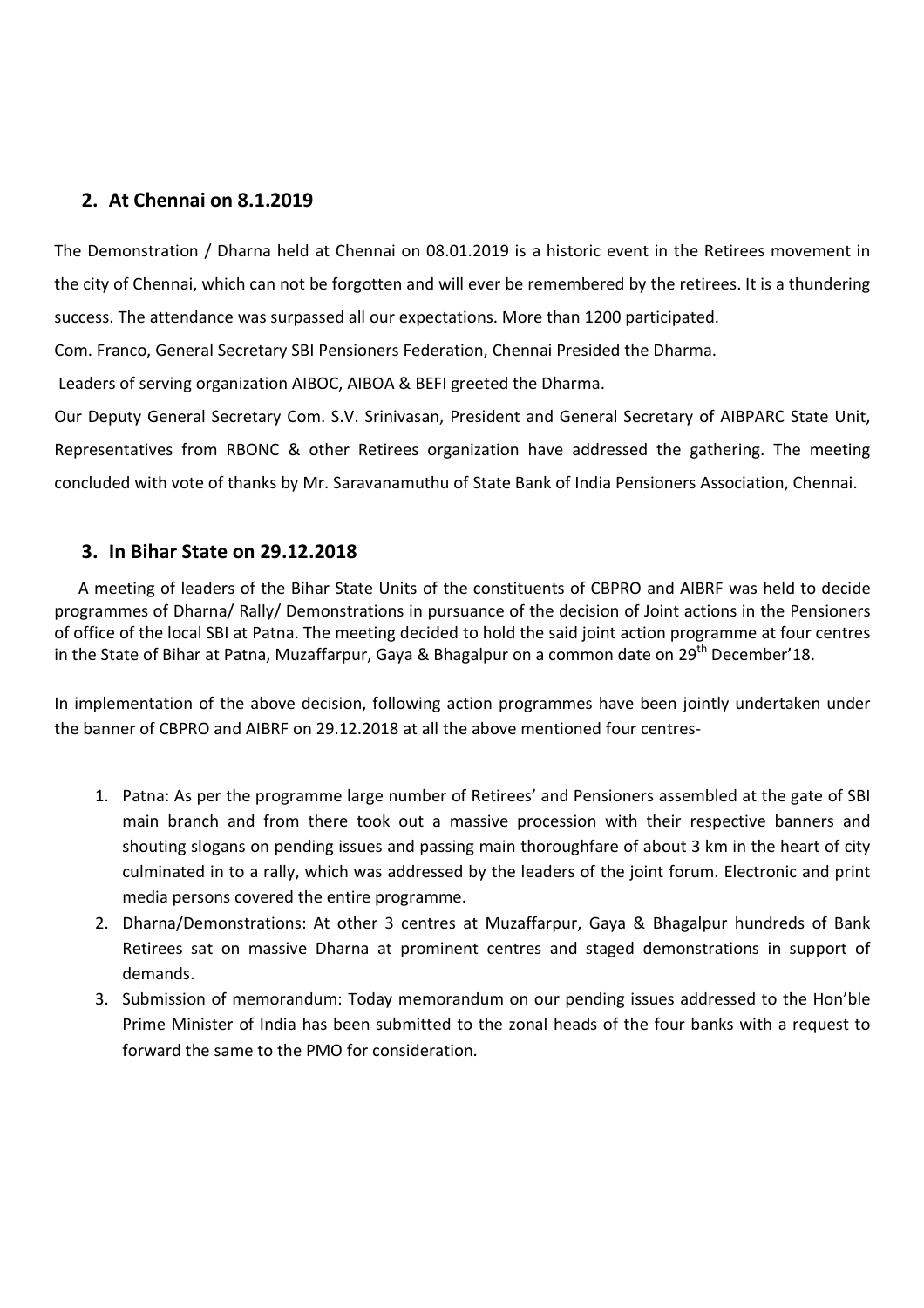## 2. At Chennai on 8.1.2019

The Demonstration / Dharna held at Chennai on 08.01.2019 is a historic event in the Retirees movement in the city of Chennai, which can not be forgotten and will ever be remembered by the retirees. It is a thundering success. The attendance was surpassed all our expectations. More than 1200 participated.

Com. Franco, General Secretary SBI Pensioners Federation, Chennai Presided the Dharma.

Leaders of serving organization AIBOC, AIBOA & BEFI greeted the Dharma.

Our Deputy General Secretary Com. S.V. Srinivasan, President and General Secretary of AIBPARC State Unit, Representatives from RBONC & other Retirees organization have addressed the gathering. The meeting concluded with vote of thanks by Mr. Saravanamuthu of State Bank of India Pensioners Association, Chennai.

## 3. In Bihar State on 29.12.2018

A meeting of leaders of the Bihar State Units of the constituents of CBPRO and AIBRF was held to decide programmes of Dharna/ Rally/ Demonstrations in pursuance of the decision of Joint actions in the Pensioners of office of the local SBI at Patna. The meeting decided to hold the said joint action programme at four centres in the State of Bihar at Patna, Muzaffarpur, Gaya & Bhagalpur on a common date on 29th December'18.

In implementation of the above decision, following action programmes have been jointly undertaken under the banner of CBPRO and AIBRF on 29.12.2018 at all the above mentioned four centres-

1. Patna: As per the programme large number of Retirees' and Pensioners assembled at the gate of SBI main branch and from there took out a massive procession with their respective banners and shouting slogans on pending issues and passing main thoroughfare of about 3 km in the heart of city culminated in to a rally, which was addressed by the leaders of the joint forum. Electronic and print media persons covered the entire programme.
2. Dharna/Demonstrations: At other 3 centres at Muzaffarpur, Gaya & Bhagalpur hundreds of Bank Retirees sat on massive Dharna at prominent centres and staged demonstrations in support of demands.
3. Submission of memorandum: Today memorandum on our pending issues addressed to the Hon'ble Prime Minister of India has been submitted to the zonal heads of the four banks with a request to forward the same to the PMO for consideration.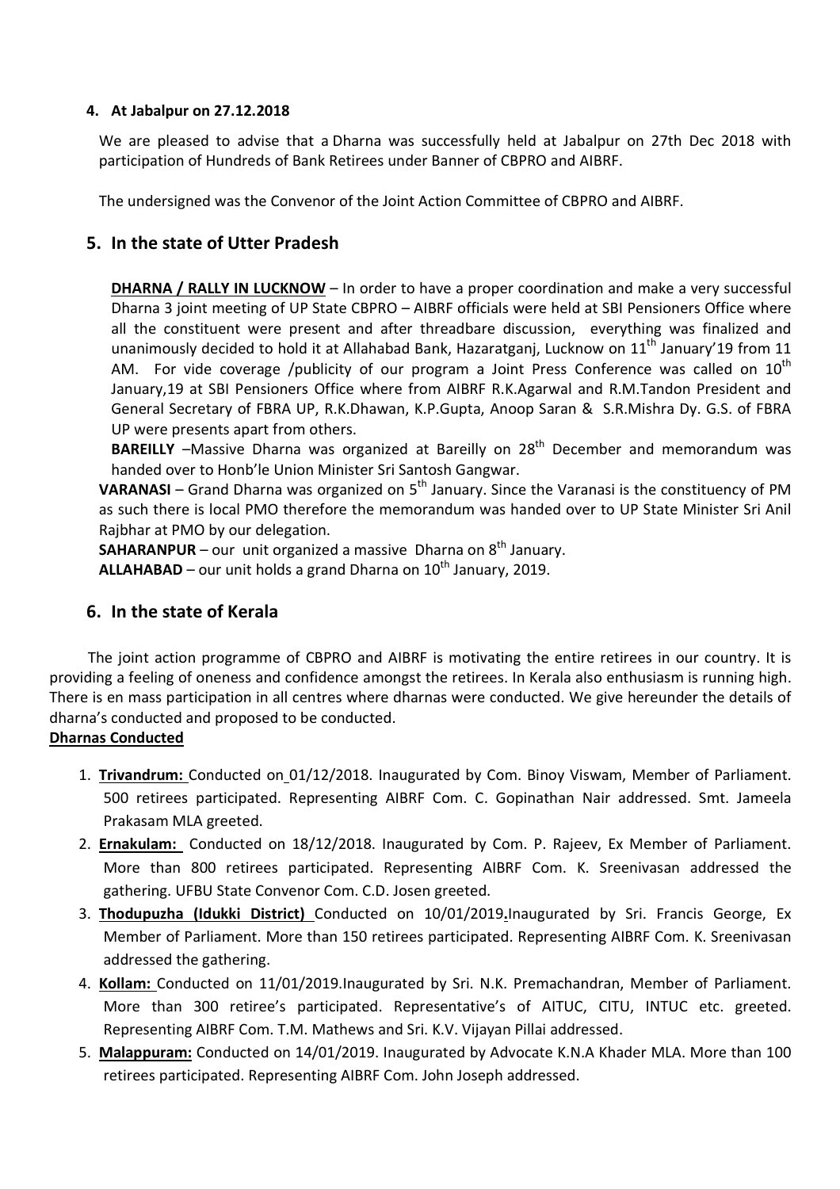#### 4. At Jabalpur on 27.12.2018

We are pleased to advise that a Dharna was successfully held at Jabalpur on 27th Dec 2018 with participation of Hundreds of Bank Retirees under Banner of CBPRO and AIBRF.

The undersigned was the Convenor of the Joint Action Committee of CBPRO and AIBRF.

## 5. In the state of Utter Pradesh

**DHARNA / RALLY IN LUCKNOW** – In order to have a proper coordination and make a very successful Dharna 3 joint meeting of UP State CBPRO – AIBRF officials were held at SBI Pensioners Office where all the constituent were present and after threadbare discussion, everything was finalized and unanimously decided to hold it at Allahabad Bank, Hazaratganj, Lucknow on 11th January'19 from 11 AM. For vide coverage /publicity of our program a Joint Press Conference was called on 10th January,19 at SBI Pensioners Office where from AIBRF R.K.Agarwal and R.M.Tandon President and General Secretary of FBRA UP, R.K.Dhawan, K.P.Gupta, Anoop Saran & S.R.Mishra Dy. G.S. of FBRA UP were presents apart from others.

**BAREILLY** –Massive Dharna was organized at Bareilly on 28th December and memorandum was handed over to Honb'le Union Minister Sri Santosh Gangwar.

**VARANASI** – Grand Dharna was organized on 5th January. Since the Varanasi is the constituency of PM as such there is local PMO therefore the memorandum was handed over to UP State Minister Sri Anil Rajbhar at PMO by our delegation.

**SAHARANPUR** – our unit organized a massive Dharna on 8th January.

**ALLAHABAD** – our unit holds a grand Dharna on 10th January, 2019.

## 6. In the state of Kerala

The joint action programme of CBPRO and AIBRF is motivating the entire retirees in our country. It is providing a feeling of oneness and confidence amongst the retirees. In Kerala also enthusiasm is running high. There is en mass participation in all centres where dharnas were conducted. We give hereunder the details of dharna's conducted and proposed to be conducted.

**Dharnas Conducted**

1. **Trivandrum:** Conducted on 01/12/2018. Inaugurated by Com. Binoy Viswam, Member of Parliament. 500 retirees participated. Representing AIBRF Com. C. Gopinathan Nair addressed. Smt. Jameela Prakasam MLA greeted.
2. **Ernakulam:** Conducted on 18/12/2018. Inaugurated by Com. P. Rajeev, Ex Member of Parliament. More than 800 retirees participated. Representing AIBRF Com. K. Sreenivasan addressed the gathering. UFBU State Convenor Com. C.D. Josen greeted.
3. **Thodupuzha (Idukki District)** Conducted on 10/01/2019**.**Inaugurated by Sri. Francis George, Ex Member of Parliament. More than 150 retirees participated. Representing AIBRF Com. K. Sreenivasan addressed the gathering.
4. **Kollam:** Conducted on 11/01/2019.Inaugurated by Sri. N.K. Premachandran, Member of Parliament. More than 300 retiree's participated. Representative's of AITUC, CITU, INTUC etc. greeted. Representing AIBRF Com. T.M. Mathews and Sri. K.V. Vijayan Pillai addressed.
5. **Malappuram:** Conducted on 14/01/2019. Inaugurated by Advocate K.N.A Khader MLA. More than 100 retirees participated. Representing AIBRF Com. John Joseph addressed.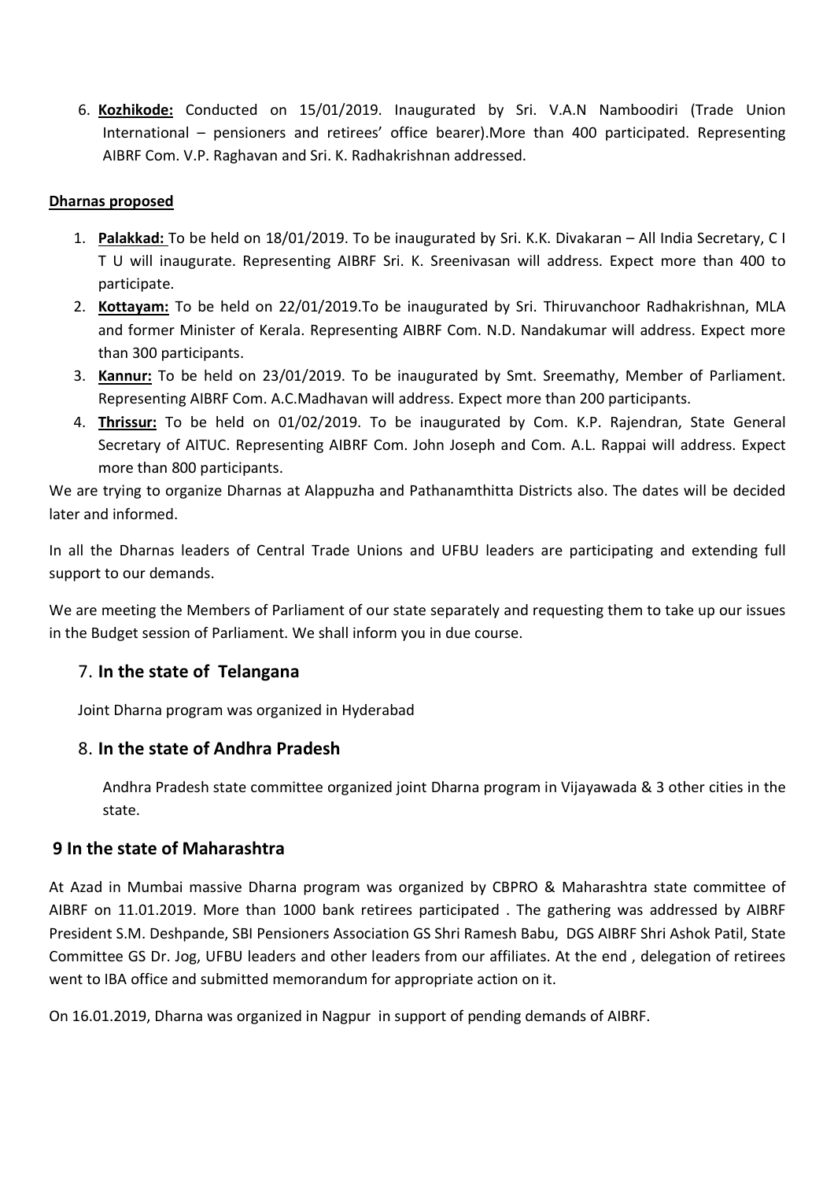6. **Kozhikode:** Conducted on 15/01/2019. Inaugurated by Sri. V.A.N Namboodiri (Trade Union International – pensioners and retirees' office bearer).More than 400 participated. Representing AIBRF Com. V.P. Raghavan and Sri. K. Radhakrishnan addressed.

**Dharnas proposed**

1. **Palakkad:** To be held on 18/01/2019. To be inaugurated by Sri. K.K. Divakaran – All India Secretary, C I T U will inaugurate. Representing AIBRF Sri. K. Sreenivasan will address. Expect more than 400 to participate.
2. **Kottayam:** To be held on 22/01/2019.To be inaugurated by Sri. Thiruvanchoor Radhakrishnan, MLA and former Minister of Kerala. Representing AIBRF Com. N.D. Nandakumar will address. Expect more than 300 participants.
3. **Kannur:** To be held on 23/01/2019. To be inaugurated by Smt. Sreemathy, Member of Parliament. Representing AIBRF Com. A.C.Madhavan will address. Expect more than 200 participants.
4. **Thrissur:** To be held on 01/02/2019. To be inaugurated by Com. K.P. Rajendran, State General Secretary of AITUC. Representing AIBRF Com. John Joseph and Com. A.L. Rappai will address. Expect more than 800 participants.

We are trying to organize Dharnas at Alappuzha and Pathanamthitta Districts also. The dates will be decided later and informed.

In all the Dharnas leaders of Central Trade Unions and UFBU leaders are participating and extending full support to our demands.

We are meeting the Members of Parliament of our state separately and requesting them to take up our issues in the Budget session of Parliament. We shall inform you in due course.

## 7. In the state of Telangana

Joint Dharna program was organized in Hyderabad

## 8. In the state of Andhra Pradesh

Andhra Pradesh state committee organized joint Dharna program in Vijayawada & 3 other cities in the state.

## 9 In the state of Maharashtra

At Azad in Mumbai massive Dharna program was organized by CBPRO & Maharashtra state committee of AIBRF on 11.01.2019. More than 1000 bank retirees participated . The gathering was addressed by AIBRF President S.M. Deshpande, SBI Pensioners Association GS Shri Ramesh Babu, DGS AIBRF Shri Ashok Patil, State Committee GS Dr. Jog, UFBU leaders and other leaders from our affiliates. At the end , delegation of retirees went to IBA office and submitted memorandum for appropriate action on it.

On 16.01.2019, Dharna was organized in Nagpur in support of pending demands of AIBRF.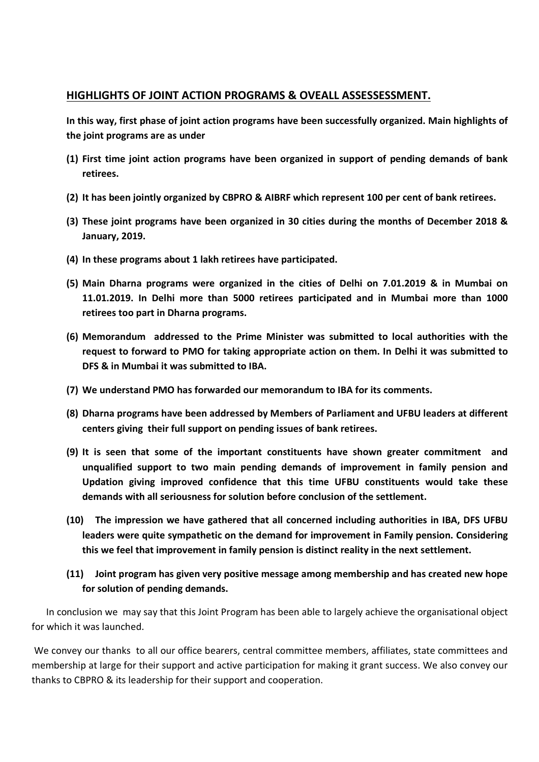## HIGHLIGHTS OF JOINT ACTION PROGRAMS & OVEALL ASSESSESSMENT.

**In this way, first phase of joint action programs have been successfully organized. Main highlights of the joint programs are as under**

**(1) First time joint action programs have been organized in support of pending demands of bank retirees.**

**(2) It has been jointly organized by CBPRO & AIBRF which represent 100 per cent of bank retirees.**

**(3) These joint programs have been organized in 30 cities during the months of December 2018 & January, 2019.**

**(4) In these programs about 1 lakh retirees have participated.**

**(5) Main Dharna programs were organized in the cities of Delhi on 7.01.2019 & in Mumbai on 11.01.2019. In Delhi more than 5000 retirees participated and in Mumbai more than 1000 retirees too part in Dharna programs.**

**(6) Memorandum addressed to the Prime Minister was submitted to local authorities with the request to forward to PMO for taking appropriate action on them. In Delhi it was submitted to DFS & in Mumbai it was submitted to IBA.**

**(7) We understand PMO has forwarded our memorandum to IBA for its comments.**

**(8) Dharna programs have been addressed by Members of Parliament and UFBU leaders at different centers giving their full support on pending issues of bank retirees.**

**(9) It is seen that some of the important constituents have shown greater commitment and unqualified support to two main pending demands of improvement in family pension and Updation giving improved confidence that this time UFBU constituents would take these demands with all seriousness for solution before conclusion of the settlement.**

**(10) The impression we have gathered that all concerned including authorities in IBA, DFS UFBU leaders were quite sympathetic on the demand for improvement in Family pension. Considering this we feel that improvement in family pension is distinct reality in the next settlement.**

**(11) Joint program has given very positive message among membership and has created new hope for solution of pending demands.**

In conclusion we may say that this Joint Program has been able to largely achieve the organisational object for which it was launched.

We convey our thanks to all our office bearers, central committee members, affiliates, state committees and membership at large for their support and active participation for making it grant success. We also convey our thanks to CBPRO & its leadership for their support and cooperation.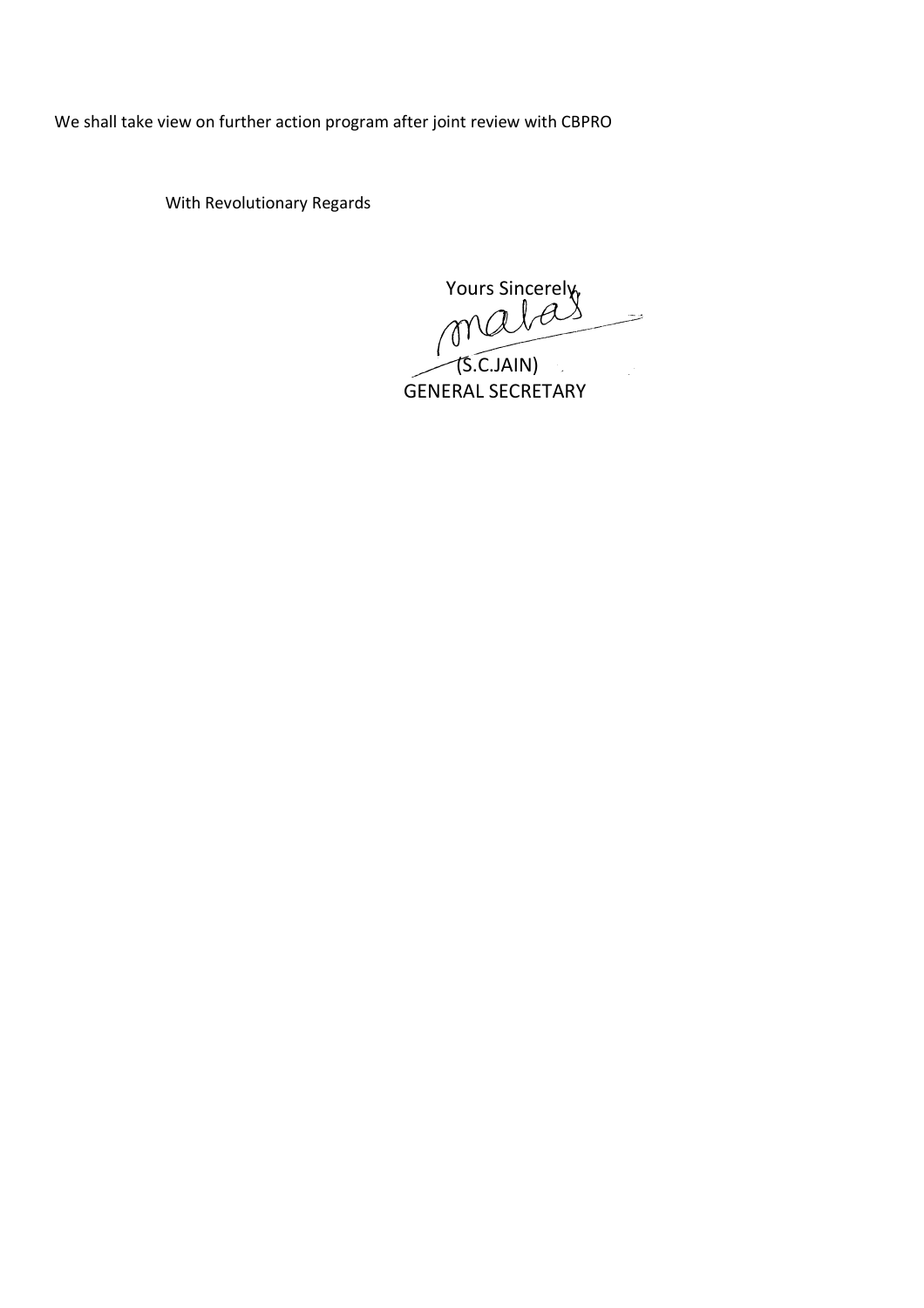We shall take view on further action program after joint review with CBPRO

With Revolutionary Regards

Yours Sincerely,

(S.C.JAIN)
GENERAL SECRETARY